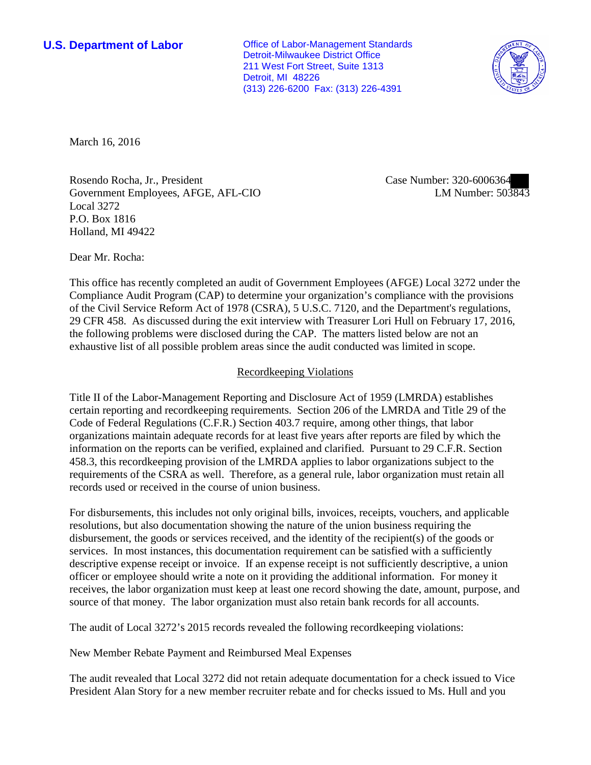**U.S. Department of Labor**

Office of Labor-Management Standards
Detroit-Milwaukee District Office
211 West Fort Street, Suite 1313
Detroit, MI 48226
(313) 226-6200 Fax: (313) 226-4391

March 16, 2016

Rosendo Rocha, Jr., President
Government Employees, AFGE, AFL-CIO
Local 3272
P.O. Box 1816
Holland, MI 49422

Case Number: 320-6006364
LM Number: 503843

Dear Mr. Rocha:

This office has recently completed an audit of Government Employees (AFGE) Local 3272 under the Compliance Audit Program (CAP) to determine your organization's compliance with the provisions of the Civil Service Reform Act of 1978 (CSRA), 5 U.S.C. 7120, and the Department's regulations, 29 CFR 458. As discussed during the exit interview with Treasurer Lori Hull on February 17, 2016, the following problems were disclosed during the CAP. The matters listed below are not an exhaustive list of all possible problem areas since the audit conducted was limited in scope.

## Recordkeeping Violations

Title II of the Labor-Management Reporting and Disclosure Act of 1959 (LMRDA) establishes certain reporting and recordkeeping requirements. Section 206 of the LMRDA and Title 29 of the Code of Federal Regulations (C.F.R.) Section 403.7 require, among other things, that labor organizations maintain adequate records for at least five years after reports are filed by which the information on the reports can be verified, explained and clarified. Pursuant to 29 C.F.R. Section 458.3, this recordkeeping provision of the LMRDA applies to labor organizations subject to the requirements of the CSRA as well. Therefore, as a general rule, labor organization must retain all records used or received in the course of union business.

For disbursements, this includes not only original bills, invoices, receipts, vouchers, and applicable resolutions, but also documentation showing the nature of the union business requiring the disbursement, the goods or services received, and the identity of the recipient(s) of the goods or services. In most instances, this documentation requirement can be satisfied with a sufficiently descriptive expense receipt or invoice. If an expense receipt is not sufficiently descriptive, a union officer or employee should write a note on it providing the additional information. For money it receives, the labor organization must keep at least one record showing the date, amount, purpose, and source of that money. The labor organization must also retain bank records for all accounts.

The audit of Local 3272's 2015 records revealed the following recordkeeping violations:

New Member Rebate Payment and Reimbursed Meal Expenses

The audit revealed that Local 3272 did not retain adequate documentation for a check issued to Vice President Alan Story for a new member recruiter rebate and for checks issued to Ms. Hull and you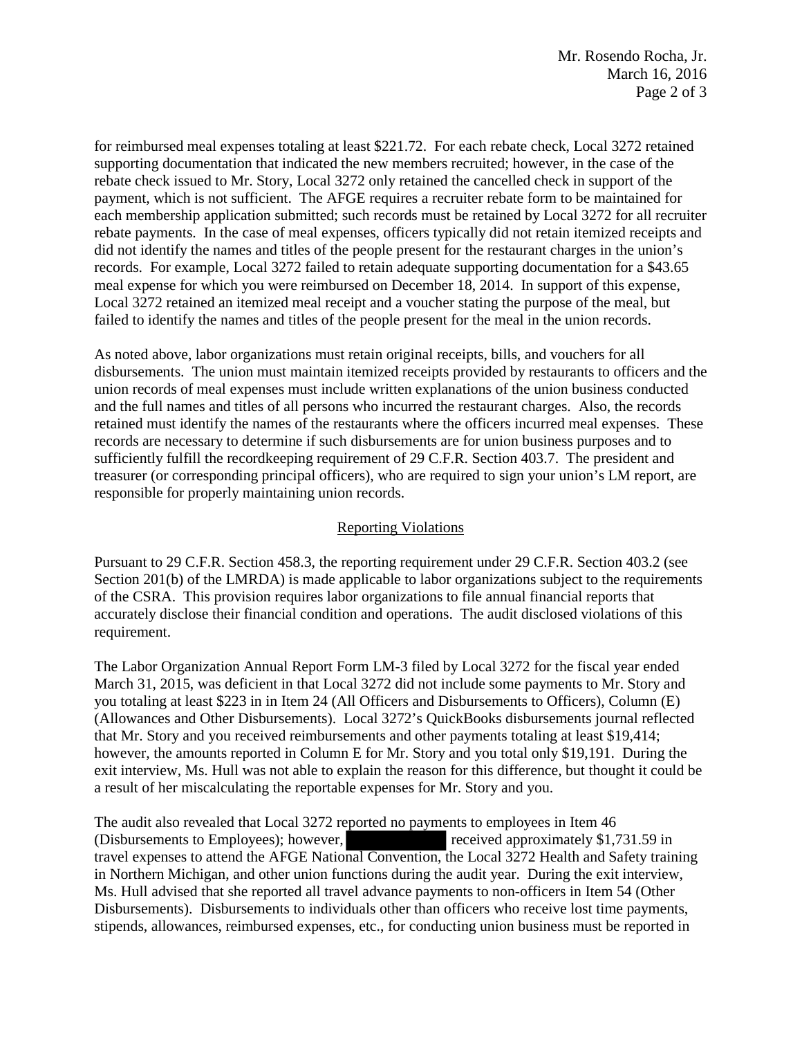for reimbursed meal expenses totaling at least $221.72. For each rebate check, Local 3272 retained supporting documentation that indicated the new members recruited; however, in the case of the rebate check issued to Mr. Story, Local 3272 only retained the cancelled check in support of the payment, which is not sufficient. The AFGE requires a recruiter rebate form to be maintained for each membership application submitted; such records must be retained by Local 3272 for all recruiter rebate payments. In the case of meal expenses, officers typically did not retain itemized receipts and did not identify the names and titles of the people present for the restaurant charges in the union's records. For example, Local 3272 failed to retain adequate supporting documentation for a $43.65 meal expense for which you were reimbursed on December 18, 2014. In support of this expense, Local 3272 retained an itemized meal receipt and a voucher stating the purpose of the meal, but failed to identify the names and titles of the people present for the meal in the union records.

As noted above, labor organizations must retain original receipts, bills, and vouchers for all disbursements. The union must maintain itemized receipts provided by restaurants to officers and the union records of meal expenses must include written explanations of the union business conducted and the full names and titles of all persons who incurred the restaurant charges. Also, the records retained must identify the names of the restaurants where the officers incurred meal expenses. These records are necessary to determine if such disbursements are for union business purposes and to sufficiently fulfill the recordkeeping requirement of 29 C.F.R. Section 403.7. The president and treasurer (or corresponding principal officers), who are required to sign your union's LM report, are responsible for properly maintaining union records.

## Reporting Violations

Pursuant to 29 C.F.R. Section 458.3, the reporting requirement under 29 C.F.R. Section 403.2 (see Section 201(b) of the LMRDA) is made applicable to labor organizations subject to the requirements of the CSRA. This provision requires labor organizations to file annual financial reports that accurately disclose their financial condition and operations. The audit disclosed violations of this requirement.

The Labor Organization Annual Report Form LM-3 filed by Local 3272 for the fiscal year ended March 31, 2015, was deficient in that Local 3272 did not include some payments to Mr. Story and you totaling at least $223 in in Item 24 (All Officers and Disbursements to Officers), Column (E) (Allowances and Other Disbursements). Local 3272's QuickBooks disbursements journal reflected that Mr. Story and you received reimbursements and other payments totaling at least $19,414; however, the amounts reported in Column E for Mr. Story and you total only $19,191. During the exit interview, Ms. Hull was not able to explain the reason for this difference, but thought it could be a result of her miscalculating the reportable expenses for Mr. Story and you.

The audit also revealed that Local 3272 reported no payments to employees in Item 46 (Disbursements to Employees); however, [REDACTED] received approximately $1,731.59 in travel expenses to attend the AFGE National Convention, the Local 3272 Health and Safety training in Northern Michigan, and other union functions during the audit year. During the exit interview, Ms. Hull advised that she reported all travel advance payments to non-officers in Item 54 (Other Disbursements). Disbursements to individuals other than officers who receive lost time payments, stipends, allowances, reimbursed expenses, etc., for conducting union business must be reported in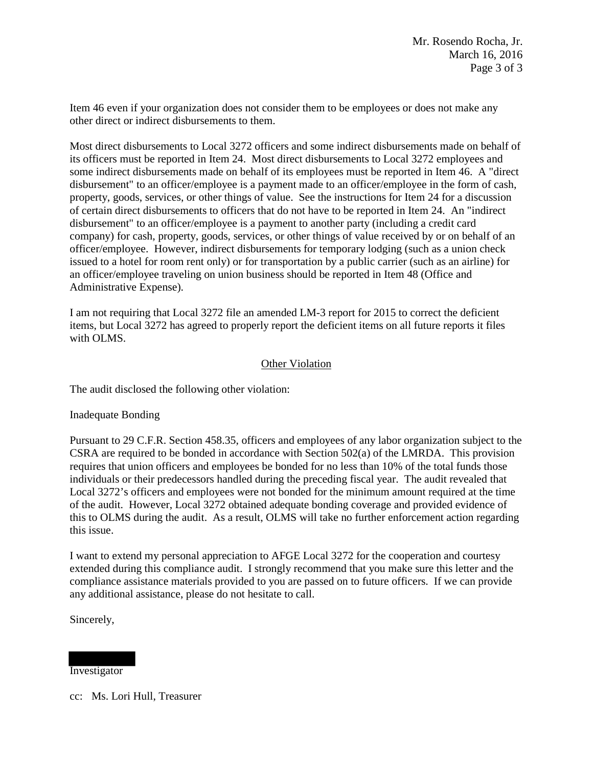Item 46 even if your organization does not consider them to be employees or does not make any other direct or indirect disbursements to them.

Most direct disbursements to Local 3272 officers and some indirect disbursements made on behalf of its officers must be reported in Item 24. Most direct disbursements to Local 3272 employees and some indirect disbursements made on behalf of its employees must be reported in Item 46. A "direct disbursement" to an officer/employee is a payment made to an officer/employee in the form of cash, property, goods, services, or other things of value. See the instructions for Item 24 for a discussion of certain direct disbursements to officers that do not have to be reported in Item 24. An "indirect disbursement" to an officer/employee is a payment to another party (including a credit card company) for cash, property, goods, services, or other things of value received by or on behalf of an officer/employee. However, indirect disbursements for temporary lodging (such as a union check issued to a hotel for room rent only) or for transportation by a public carrier (such as an airline) for an officer/employee traveling on union business should be reported in Item 48 (Office and Administrative Expense).

I am not requiring that Local 3272 file an amended LM-3 report for 2015 to correct the deficient items, but Local 3272 has agreed to properly report the deficient items on all future reports it files with OLMS.

## Other Violation

The audit disclosed the following other violation:

Inadequate Bonding

Pursuant to 29 C.F.R. Section 458.35, officers and employees of any labor organization subject to the CSRA are required to be bonded in accordance with Section 502(a) of the LMRDA. This provision requires that union officers and employees be bonded for no less than 10% of the total funds those individuals or their predecessors handled during the preceding fiscal year. The audit revealed that Local 3272's officers and employees were not bonded for the minimum amount required at the time of the audit. However, Local 3272 obtained adequate bonding coverage and provided evidence of this to OLMS during the audit. As a result, OLMS will take no further enforcement action regarding this issue.

I want to extend my personal appreciation to AFGE Local 3272 for the cooperation and courtesy extended during this compliance audit. I strongly recommend that you make sure this letter and the compliance assistance materials provided to you are passed on to future officers. If we can provide any additional assistance, please do not hesitate to call.

Sincerely,

Investigator

cc: Ms. Lori Hull, Treasurer